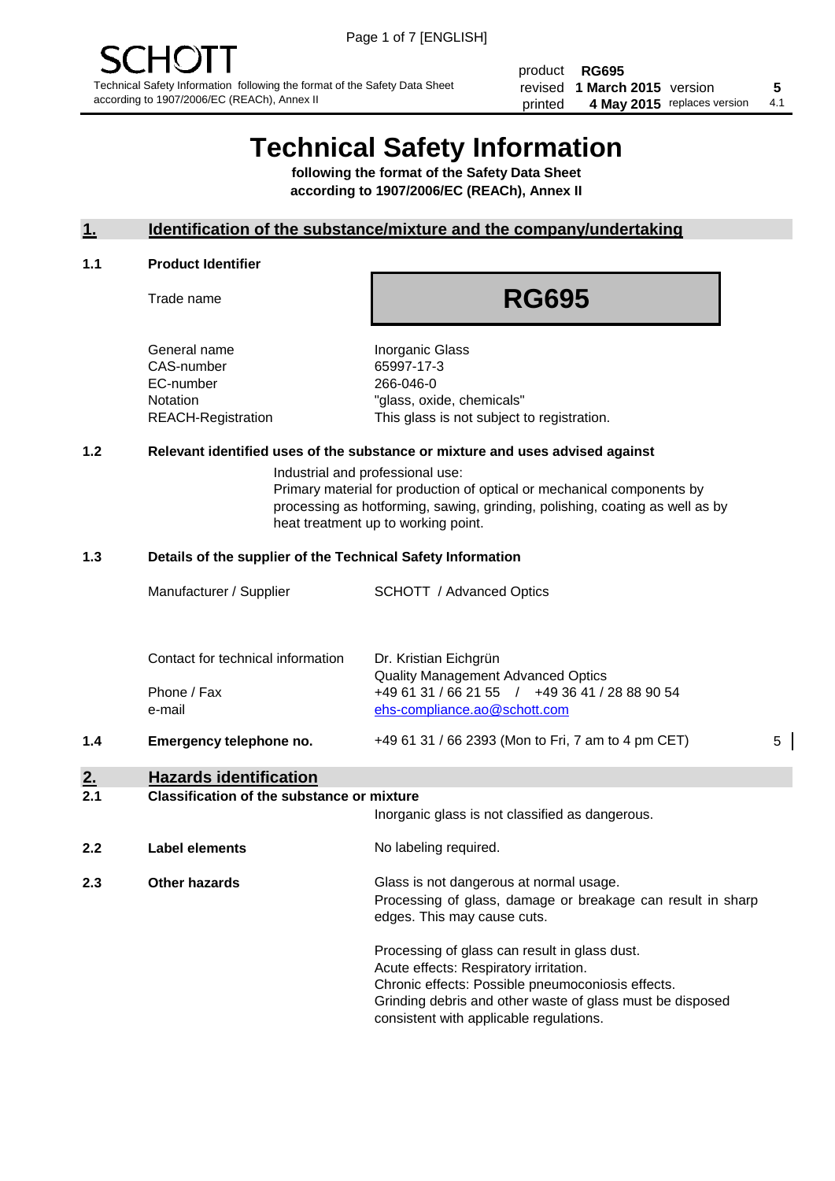SCHOTT

Technical Safety Information following the format of the Safety Data Sheet according to 1907/2006/EC (REACh), Annex II

| product | RG695 | | |
|---|---|---|---|
| revised | 1 March 2015 | version | 5 |
| printed | 4 May 2015 | replaces version | 4.1 |

# Technical Safety Information

**following the format of the Safety Data Sheet according to 1907/2006/EC (REACh), Annex II**

## 1. Identification of the substance/mixture and the company/undertaking

### 1.1 Product Identifier

Trade name: **RG695**

| | |
|---|---|
| General name | Inorganic Glass |
| CAS-number | 65997-17-3 |
| EC-number | 266-046-0 |
| Notation | "glass, oxide, chemicals" |
| REACH-Registration | This glass is not subject to registration. |

### 1.2 Relevant identified uses of the substance or mixture and uses advised against

Industrial and professional use:
Primary material for production of optical or mechanical components by processing as hotforming, sawing, grinding, polishing, coating as well as by heat treatment up to working point.

### 1.3 Details of the supplier of the Technical Safety Information

| | |
|---|---|
| Manufacturer / Supplier | SCHOTT / Advanced Optics |
| Contact for technical information | Dr. Kristian Eichgrün<br>Quality Management Advanced Optics |
| Phone / Fax | +49 61 31 / 66 21 55 / +49 36 41 / 28 88 90 54 |
| e-mail | ehs-compliance.ao@schott.com |

### 1.4 Emergency telephone no.

+49 61 31 / 66 2393 (Mon to Fri, 7 am to 4 pm CET) 5

## 2. Hazards identification

### 2.1 Classification of the substance or mixture

Inorganic glass is not classified as dangerous.

### 2.2 Label elements

No labeling required.

### 2.3 Other hazards

Glass is not dangerous at normal usage.
Processing of glass, damage or breakage can result in sharp edges. This may cause cuts.

Processing of glass can result in glass dust.
Acute effects: Respiratory irritation.
Chronic effects: Possible pneumoconiosis effects.
Grinding debris and other waste of glass must be disposed consistent with applicable regulations.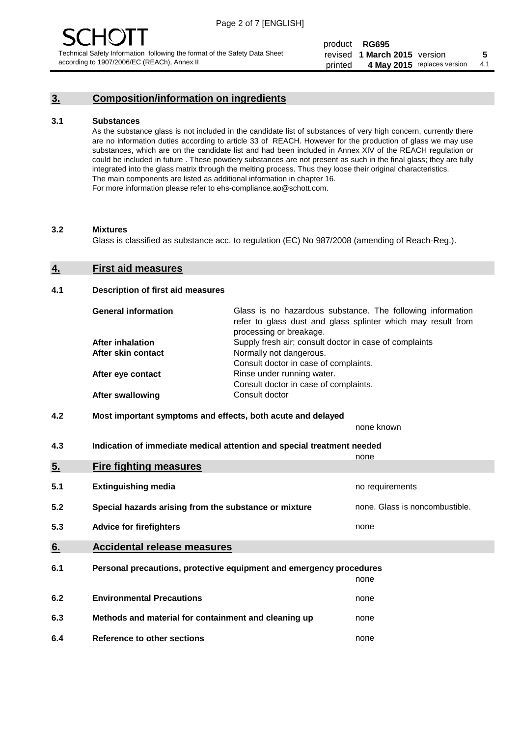## 3. Composition/information on ingredients

### 3.1 Substances

As the substance glass is not included in the candidate list of substances of very high concern, currently there are no information duties according to article 33 of REACH. However for the production of glass we may use substances, which are on the candidate list and had been included in Annex XIV of the REACH regulation or could be included in future . These powdery substances are not present as such in the final glass; they are fully integrated into the glass matrix through the melting process. Thus they loose their original characteristics. The main components are listed as additional information in chapter 16.
For more information please refer to ehs-compliance.ao@schott.com.

### 3.2 Mixtures

Glass is classified as substance acc. to regulation (EC) No 987/2008 (amending of Reach-Reg.).

## 4. First aid measures

### 4.1 Description of first aid measures

| | |
|---|---|
| **General information** | Glass is no hazardous substance. The following information refer to glass dust and glass splinter which may result from processing or breakage. |
| **After inhalation** | Supply fresh air; consult doctor in case of complaints |
| **After skin contact** | Normally not dangerous. Consult doctor in case of complaints. |
| **After eye contact** | Rinse under running water. Consult doctor in case of complaints. |
| **After swallowing** | Consult doctor |

### 4.2 Most important symptoms and effects, both acute and delayed

none known

### 4.3 Indication of immediate medical attention and special treatment needed

none

## 5. Fire fighting measures

| | | |
|---|---|---|
| 5.1 | **Extinguishing media** | no requirements |
| 5.2 | **Special hazards arising from the substance or mixture** | none. Glass is noncombustible. |
| 5.3 | **Advice for firefighters** | none |

## 6. Accidental release measures

| | | |
|---|---|---|
| 6.1 | **Personal precautions, protective equipment and emergency procedures** | none |
| 6.2 | **Environmental Precautions** | none |
| 6.3 | **Methods and material for containment and cleaning up** | none |
| 6.4 | **Reference to other sections** | none |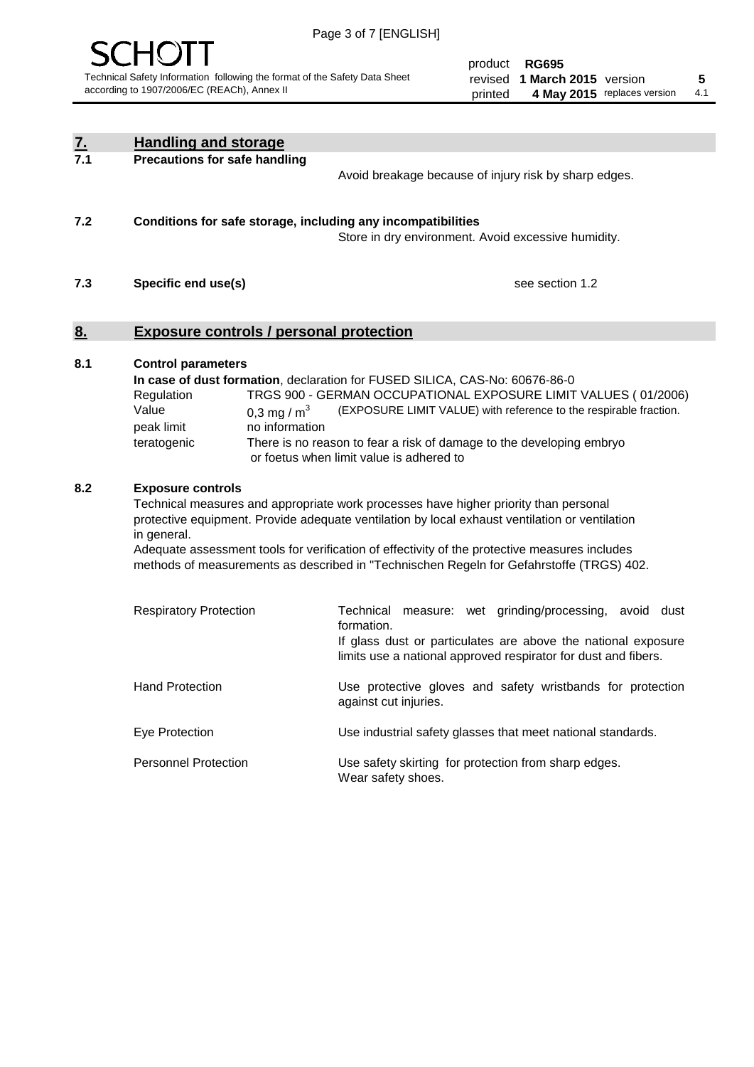## 7. Handling and storage

### 7.1 Precautions for safe handling

Avoid breakage because of injury risk by sharp edges.

### 7.2 Conditions for safe storage, including any incompatibilities

Store in dry environment. Avoid excessive humidity.

### 7.3 Specific end use(s)

see section 1.2

## 8. Exposure controls / personal protection

### 8.1 Control parameters

**In case of dust formation**, declaration for FUSED SILICA, CAS-No: 60676-86-0

| | |
|---|---|
| Regulation | TRGS 900 - GERMAN OCCUPATIONAL EXPOSURE LIMIT VALUES ( 01/2006) |
| Value | 0,3 mg / $m^3$ (EXPOSURE LIMIT VALUE) with reference to the respirable fraction. |
| peak limit | no information |
| teratogenic | There is no reason to fear a risk of damage to the developing embryo or foetus when limit value is adhered to |

### 8.2 Exposure controls

Technical measures and appropriate work processes have higher priority than personal protective equipment. Provide adequate ventilation by local exhaust ventilation or ventilation in general.

Adequate assessment tools for verification of effectivity of the protective measures includes methods of measurements as described in "Technischen Regeln for Gefahrstoffe (TRGS) 402.

| | |
|---|---|
| Respiratory Protection | Technical measure: wet grinding/processing, avoid dust formation. If glass dust or particulates are above the national exposure limits use a national approved respirator for dust and fibers. |
| Hand Protection | Use protective gloves and safety wristbands for protection against cut injuries. |
| Eye Protection | Use industrial safety glasses that meet national standards. |
| Personnel Protection | Use safety skirting for protection from sharp edges. Wear safety shoes. |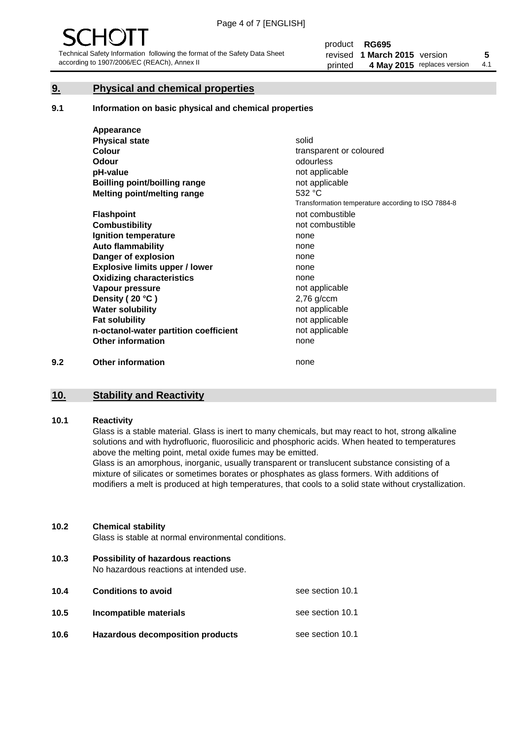## 9. Physical and chemical properties

### 9.1 Information on basic physical and chemical properties

| Appearance | |
|---|---|
| **Physical state** | solid |
| **Colour** | transparent or coloured |
| **Odour** | odourless |
| **pH-value** | not applicable |
| **Boilling point/boilling range** | not applicable |
| **Melting point/melting range** | 532 °C<br>Transformation temperature according to ISO 7884-8 |
| **Flashpoint** | not combustible |
| **Combustibility** | not combustible |
| **Ignition temperature** | none |
| **Auto flammability** | none |
| **Danger of explosion** | none |
| **Explosive limits upper / lower** | none |
| **Oxidizing characteristics** | none |
| **Vapour pressure** | not applicable |
| **Density ( 20 °C )** | 2,76 g/ccm |
| **Water solubility** | not applicable |
| **Fat solubility** | not applicable |
| **n-octanol-water partition coefficient** | not applicable |
| **Other information** | none |

### 9.2 Other information

none

## 10. Stability and Reactivity

### 10.1 Reactivity

Glass is a stable material. Glass is inert to many chemicals, but may react to hot, strong alkaline solutions and with hydrofluoric, fluorosilicic and phosphoric acids. When heated to temperatures above the melting point, metal oxide fumes may be emitted.

Glass is an amorphous, inorganic, usually transparent or translucent substance consisting of a mixture of silicates or sometimes borates or phosphates as glass formers. With additions of modifiers a melt is produced at high temperatures, that cools to a solid state without crystallization.

### 10.2 Chemical stability

Glass is stable at normal environmental conditions.

### 10.3 Possibility of hazardous reactions

No hazardous reactions at intended use.

### 10.4 Conditions to avoid

see section 10.1

### 10.5 Incompatible materials

see section 10.1

### 10.6 Hazardous decomposition products

see section 10.1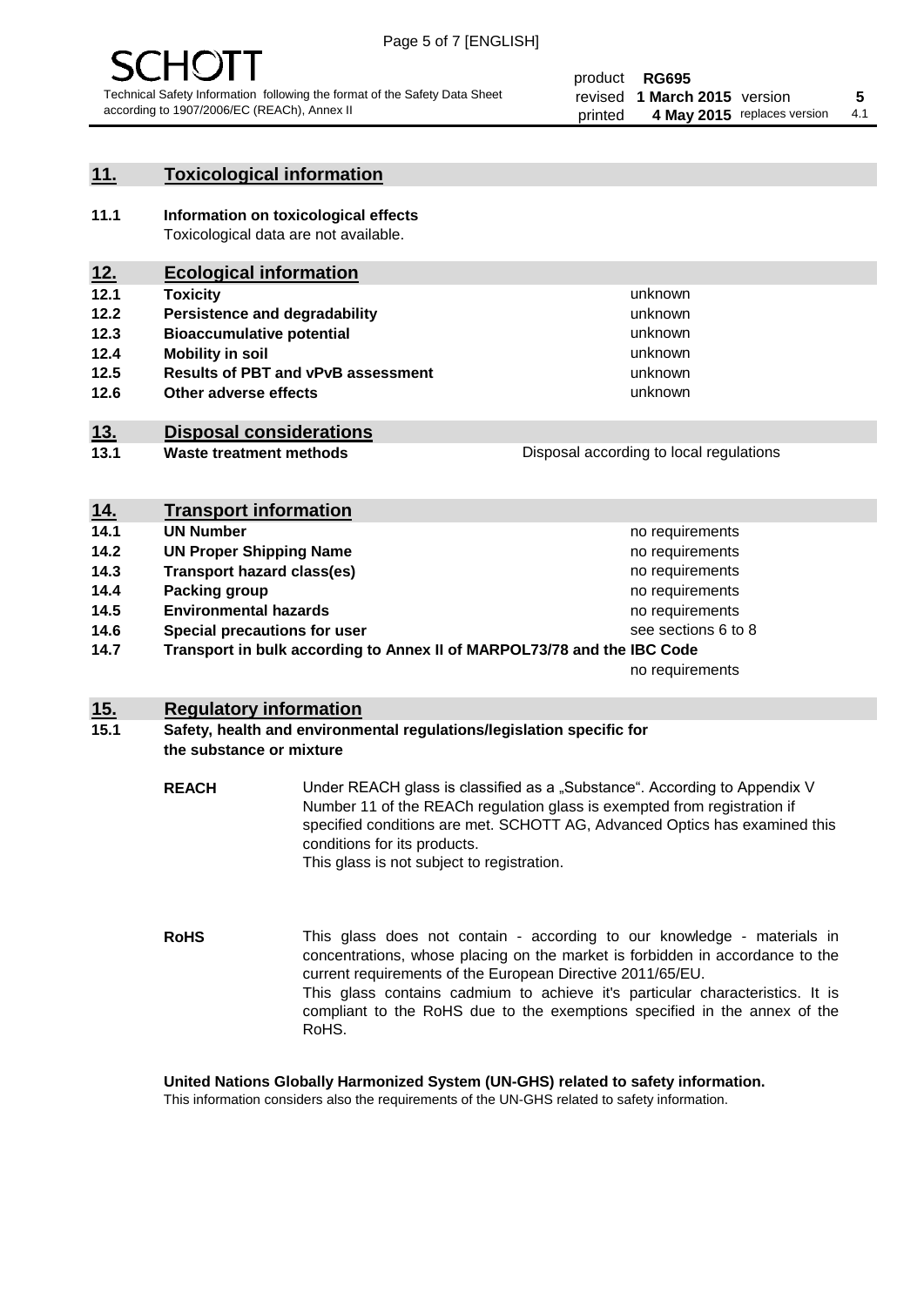## 11. Toxicological information

**11.1 Information on toxicological effects**
Toxicological data are not available.

## 12. Ecological information

| | | |
|---|---|---|
| **12.1** | **Toxicity** | unknown |
| **12.2** | **Persistence and degradability** | unknown |
| **12.3** | **Bioaccumulative potential** | unknown |
| **12.4** | **Mobility in soil** | unknown |
| **12.5** | **Results of PBT and vPvB assessment** | unknown |
| **12.6** | **Other adverse effects** | unknown |

## 13. Disposal considerations

| | | |
|---|---|---|
| **13.1** | **Waste treatment methods** | Disposal according to local regulations |

## 14. Transport information

| | | |
|---|---|---|
| **14.1** | **UN Number** | no requirements |
| **14.2** | **UN Proper Shipping Name** | no requirements |
| **14.3** | **Transport hazard class(es)** | no requirements |
| **14.4** | **Packing group** | no requirements |
| **14.5** | **Environmental hazards** | no requirements |
| **14.6** | **Special precautions for user** | see sections 6 to 8 |
| **14.7** | **Transport in bulk according to Annex II of MARPOL73/78 and the IBC Code** | no requirements |

## 15. Regulatory information

**15.1 Safety, health and environmental regulations/legislation specific for the substance or mixture**

**REACH**
Under REACH glass is classified as a „Substance". According to Appendix V Number 11 of the REACh regulation glass is exempted from registration if specified conditions are met. SCHOTT AG, Advanced Optics has examined this conditions for its products.
This glass is not subject to registration.

**RoHS**
This glass does not contain - according to our knowledge - materials in concentrations, whose placing on the market is forbidden in accordance to the current requirements of the European Directive 2011/65/EU.
This glass contains cadmium to achieve it's particular characteristics. It is compliant to the RoHS due to the exemptions specified in the annex of the RoHS.

**United Nations Globally Harmonized System (UN-GHS) related to safety information.**
This information considers also the requirements of the UN-GHS related to safety information.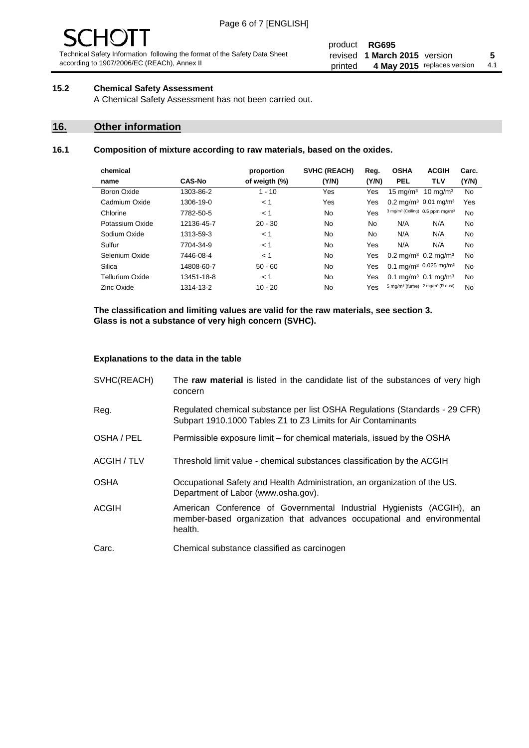### 15.2 Chemical Safety Assessment

A Chemical Safety Assessment has not been carried out.

## 16. Other information

### 16.1 Composition of mixture according to raw materials, based on the oxides.

| chemical name | CAS-No | proportion of weigth (%) | SVHC (REACH) (Y/N) | Reg. (Y/N) | OSHA PEL | ACGIH TLV | Carc. (Y/N) |
|---|---|---|---|---|---|---|---|
| Boron Oxide | 1303-86-2 | 1 - 10 | Yes | Yes | 15 mg/m³ | 10 mg/m³ | No |
| Cadmium Oxide | 1306-19-0 | < 1 | Yes | Yes | 0.2 mg/m³ | 0.01 mg/m³ | Yes |
| Chlorine | 7782-50-5 | < 1 | No | Yes | 3 mg/m³ (Ceiling) | 0.5 ppm mg/m³ | No |
| Potassium Oxide | 12136-45-7 | 20 - 30 | No | No | N/A | N/A | No |
| Sodium Oxide | 1313-59-3 | < 1 | No | No | N/A | N/A | No |
| Sulfur | 7704-34-9 | < 1 | No | Yes | N/A | N/A | No |
| Selenium Oxide | 7446-08-4 | < 1 | No | Yes | 0.2 mg/m³ | 0.2 mg/m³ | No |
| Silica | 14808-60-7 | 50 - 60 | No | Yes | 0.1 mg/m³ | 0.025 mg/m³ | No |
| Tellurium Oxide | 13451-18-8 | < 1 | No | Yes | 0.1 mg/m³ | 0.1 mg/m³ | No |
| Zinc Oxide | 1314-13-2 | 10 - 20 | No | Yes | 5 mg/m³ (fume) | 2 mg/m³ (R dust) | No |

**The classification and limiting values are valid for the raw materials, see section 3.**
**Glass is not a substance of very high concern (SVHC).**

**Explanations to the data in the table**

SVHC(REACH) — The **raw material** is listed in the candidate list of the substances of very high concern

Reg. — Regulated chemical substance per list OSHA Regulations (Standards - 29 CFR) Subpart 1910.1000 Tables Z1 to Z3 Limits for Air Contaminants

OSHA / PEL — Permissible exposure limit – for chemical materials, issued by the OSHA

ACGIH / TLV — Threshold limit value - chemical substances classification by the ACGIH

OSHA — Occupational Safety and Health Administration, an organization of the US. Department of Labor (www.osha.gov).

ACGIH — American Conference of Governmental Industrial Hygienists (ACGIH), an member-based organization that advances occupational and environmental health.

Carc. — Chemical substance classified as carcinogen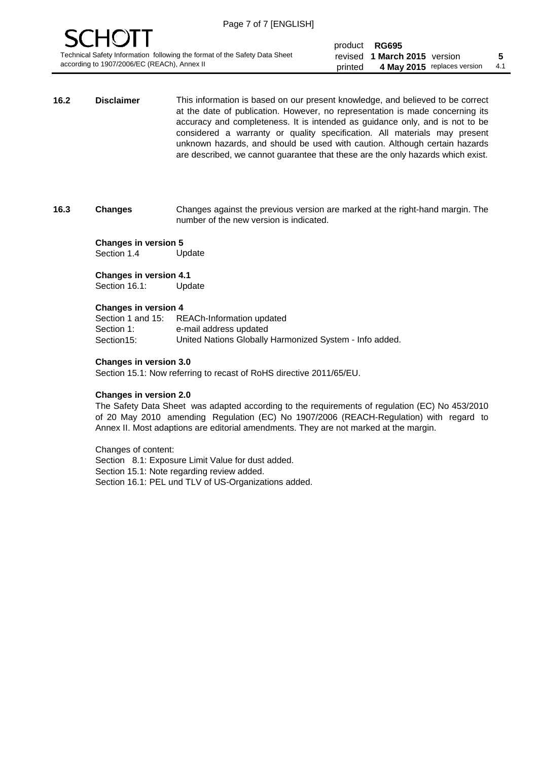**16.2 Disclaimer**

This information is based on our present knowledge, and believed to be correct at the date of publication. However, no representation is made concerning its accuracy and completeness. It is intended as guidance only, and is not to be considered a warranty or quality specification. All materials may present unknown hazards, and should be used with caution. Although certain hazards are described, we cannot guarantee that these are the only hazards which exist.

**16.3 Changes**

Changes against the previous version are marked at the right-hand margin. The number of the new version is indicated.

**Changes in version 5**

Section 1.4 Update

**Changes in version 4.1**

Section 16.1: Update

**Changes in version 4**

| | |
|---|---|
| Section 1 and 15: | REACh-Information updated |
| Section 1: | e-mail address updated |
| Section15: | United Nations Globally Harmonized System - Info added. |

**Changes in version 3.0**

Section 15.1: Now referring to recast of RoHS directive 2011/65/EU.

**Changes in version 2.0**

The Safety Data Sheet was adapted according to the requirements of regulation (EC) No 453/2010 of 20 May 2010 amending Regulation (EC) No 1907/2006 (REACH-Regulation) with regard to Annex II. Most adaptions are editorial amendments. They are not marked at the margin.

Changes of content:
Section 8.1: Exposure Limit Value for dust added.
Section 15.1: Note regarding review added.
Section 16.1: PEL und TLV of US-Organizations added.